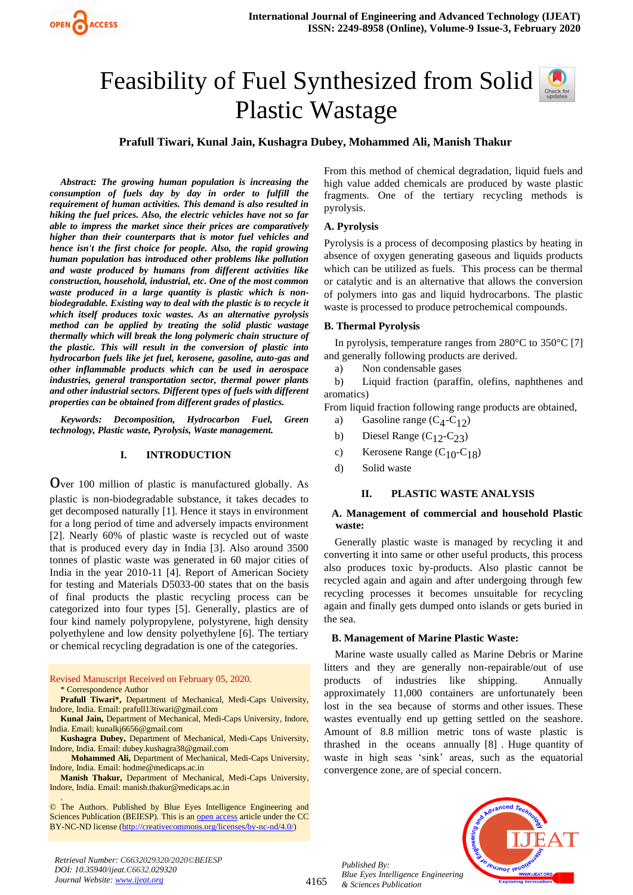# Feasibility of Fuel Synthesized from Solid Plastic Wastage

**Prafull Tiwari, Kunal Jain, Kushagra Dubey, Mohammed Ali, Manish Thakur**

***Abstract: The growing human population is increasing the consumption of fuels day by day in order to fulfill the requirement of human activities. This demand is also resulted in hiking the fuel prices. Also, the electric vehicles have not so far able to impress the market since their prices are comparatively higher than their counterparts that is motor fuel vehicles and hence isn't the first choice for people. Also, the rapid growing human population has introduced other problems like pollution and waste produced by humans from different activities like construction, household, industrial, etc. One of the most common waste produced in a large quantity is plastic which is non-biodegradable. Existing way to deal with the plastic is to recycle it which itself produces toxic wastes. As an alternative pyrolysis method can be applied by treating the solid plastic wastage thermally which will break the long polymeric chain structure of the plastic. This will result in the conversion of plastic into hydrocarbon fuels like jet fuel, kerosene, gasoline, auto-gas and other inflammable products which can be used in aerospace industries, general transportation sector, thermal power plants and other industrial sectors. Different types of fuels with different properties can be obtained from different grades of plastics.***

***Keywords: Decomposition, Hydrocarbon Fuel, Green technology, Plastic waste, Pyrolysis, Waste management.***

## I. INTRODUCTION

Over 100 million of plastic is manufactured globally. As plastic is non-biodegradable substance, it takes decades to get decomposed naturally [1]. Hence it stays in environment for a long period of time and adversely impacts environment [2]. Nearly 60% of plastic waste is recycled out of waste that is produced every day in India [3]. Also around 3500 tonnes of plastic waste was generated in 60 major cities of India in the year 2010-11 [4]. Report of American Society for testing and Materials D5033-00 states that on the basis of final products the plastic recycling process can be categorized into four types [5]. Generally, plastics are of four kind namely polypropylene, polystyrene, high density polyethylene and low density polyethylene [6]. The tertiary or chemical recycling degradation is one of the categories.

Revised Manuscript Received on February 05, 2020.

\* Correspondence Author

**Prafull Tiwari\***, Department of Mechanical, Medi-Caps University, Indore, India. Email: prafull13tiwari@gmail.com

**Kunal Jain,** Department of Mechanical, Medi-Caps University, Indore, India. Email: kunalkj6656@gmail.com

**Kushagra Dubey,** Department of Mechanical, Medi-Caps University, Indore, India. Email: dubey.kushagra38@gmail.com

**Mohammed Ali,** Department of Mechanical, Medi-Caps University, Indore, India. Email: hodme@medicaps.ac.in

**Manish Thakur,** Department of Mechanical, Medi-Caps University, Indore, India. Email: manish.thakur@medicaps.ac.in

© The Authors. Published by Blue Eyes Intelligence Engineering and Sciences Publication (BEIESP). This is an open access article under the CC BY-NC-ND license (http://creativecommons.org/licenses/by-nc-nd/4.0/)

From this method of chemical degradation, liquid fuels and high value added chemicals are produced by waste plastic fragments. One of the tertiary recycling methods is pyrolysis.

### A. Pyrolysis

Pyrolysis is a process of decomposing plastics by heating in absence of oxygen generating gaseous and liquids products which can be utilized as fuels. This process can be thermal or catalytic and is an alternative that allows the conversion of polymers into gas and liquid hydrocarbons. The plastic waste is processed to produce petrochemical compounds.

### B. Thermal Pyrolysis

In pyrolysis, temperature ranges from 280°C to 350°C [7] and generally following products are derived.

a) Non condensable gases

b) Liquid fraction (paraffin, olefins, naphthenes and aromatics)

From liquid fraction following range products are obtained,

a) Gasoline range ($C_4$-$C_{12}$)

b) Diesel Range ($C_{12}$-$C_{23}$)

c) Kerosene Range ($C_{10}$-$C_{18}$)

d) Solid waste

## II. PLASTIC WASTE ANALYSIS

### A. Management of commercial and household Plastic waste:

Generally plastic waste is managed by recycling it and converting it into same or other useful products, this process also produces toxic by-products. Also plastic cannot be recycled again and again and after undergoing through few recycling processes it becomes unsuitable for recycling again and finally gets dumped onto islands or gets buried in the sea.

### B. Management of Marine Plastic Waste:

Marine waste usually called as Marine Debris or Marine litters and they are generally non-repairable/out of use products of industries like shipping. Annually approximately 11,000 containers are unfortunately been lost in the sea because of storms and other issues. These wastes eventually end up getting settled on the seashore. Amount of 8.8 million metric tons of waste plastic is thrashed in the oceans annually [8] . Huge quantity of waste in high seas 'sink' areas, such as the equatorial convergence zone, are of special concern.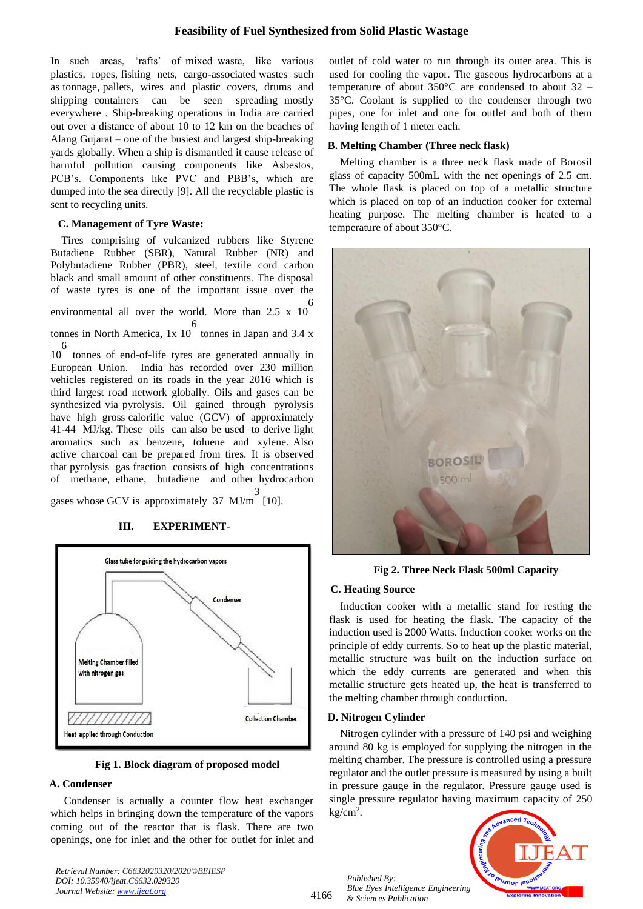In such areas, 'rafts' of mixed waste, like various plastics, ropes, fishing nets, cargo-associated wastes such as tonnage, pallets, wires and plastic covers, drums and shipping containers can be seen spreading mostly everywhere . Ship-breaking operations in India are carried out over a distance of about 10 to 12 km on the beaches of Alang Gujarat – one of the busiest and largest ship-breaking yards globally. When a ship is dismantled it cause release of harmful pollution causing components like Asbestos, PCB's. Components like PVC and PBB's, which are dumped into the sea directly [9]. All the recyclable plastic is sent to recycling units.

### C. Management of Tyre Waste:

Tires comprising of vulcanized rubbers like Styrene Butadiene Rubber (SBR), Natural Rubber (NR) and Polybutadiene Rubber (PBR), steel, textile cord carbon black and small amount of other constituents. The disposal of waste tyres is one of the important issue over the environmental all over the world. More than $2.5 \times 10^6$ tonnes in North America, $1 \times 10^6$ tonnes in Japan and $3.4 \times 10^6$ tonnes of end-of-life tyres are generated annually in European Union. India has recorded over 230 million vehicles registered on its roads in the year 2016 which is third largest road network globally. Oils and gases can be synthesized via pyrolysis. Oil gained through pyrolysis have high gross calorific value (GCV) of approximately 41-44 MJ/kg. These oils can also be used to derive light aromatics such as benzene, toluene and xylene. Also active charcoal can be prepared from tires. It is observed that pyrolysis gas fraction consists of high concentrations of methane, ethane, butadiene and other hydrocarbon gases whose GCV is approximately 37 $MJ/m^3$ [10].

## III. EXPERIMENT-

Glass tube for guiding the hydrocarbon vapors

Condenser

Melting Chamber filled with nitrogen gas

Collection Chamber

Heat applied through Conduction

**Fig 1. Block diagram of proposed model**

### A. Condenser

Condenser is actually a counter flow heat exchanger which helps in bringing down the temperature of the vapors coming out of the reactor that is flask. There are two openings, one for inlet and the other for outlet for inlet and outlet of cold water to run through its outer area. This is used for cooling the vapor. The gaseous hydrocarbons at a temperature of about 350°C are condensed to about 32 – 35°C. Coolant is supplied to the condenser through two pipes, one for inlet and one for outlet and both of them having length of 1 meter each.

### B. Melting Chamber (Three neck flask)

Melting chamber is a three neck flask made of Borosil glass of capacity 500mL with the net openings of 2.5 cm. The whole flask is placed on top of a metallic structure which is placed on top of an induction cooker for external heating purpose. The melting chamber is heated to a temperature of about 350°C.

**Fig 2. Three Neck Flask 500ml Capacity**

### C. Heating Source

Induction cooker with a metallic stand for resting the flask is used for heating the flask. The capacity of the induction used is 2000 Watts. Induction cooker works on the principle of eddy currents. So to heat up the plastic material, metallic structure was built on the induction surface on which the eddy currents are generated and when this metallic structure gets heated up, the heat is transferred to the melting chamber through conduction.

### D. Nitrogen Cylinder

Nitrogen cylinder with a pressure of 140 psi and weighing around 80 kg is employed for supplying the nitrogen in the melting chamber. The pressure is controlled using a pressure regulator and the outlet pressure is measured by using a built in pressure gauge in the regulator. Pressure gauge used is single pressure regulator having maximum capacity of 250 $kg/cm^2$.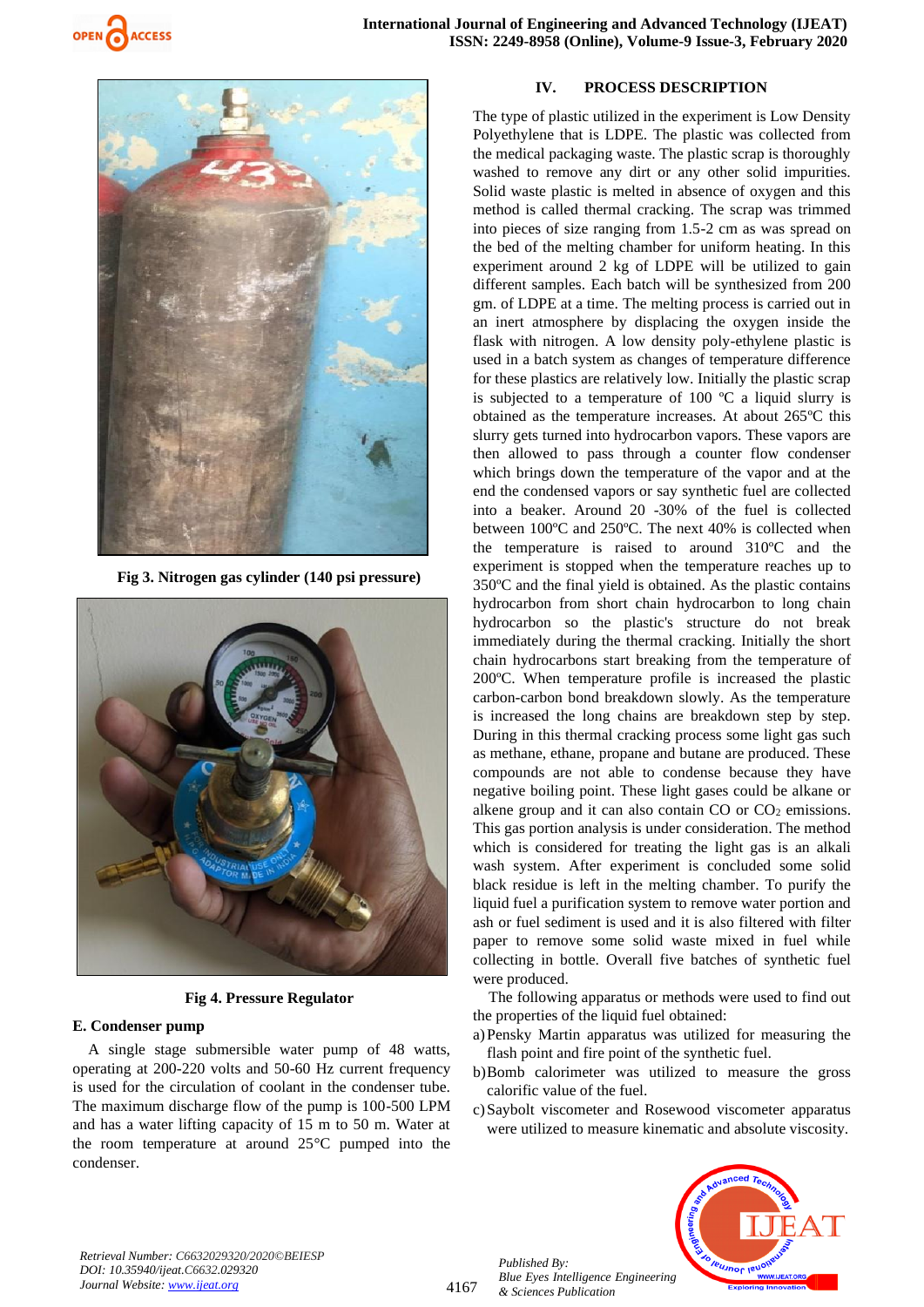Fig 3. Nitrogen gas cylinder (140 psi pressure)

Fig 4. Pressure Regulator

### E. Condenser pump

A single stage submersible water pump of 48 watts, operating at 200-220 volts and 50-60 Hz current frequency is used for the circulation of coolant in the condenser tube. The maximum discharge flow of the pump is 100-500 LPM and has a water lifting capacity of 15 m to 50 m. Water at the room temperature at around 25°C pumped into the condenser.

## IV. PROCESS DESCRIPTION

The type of plastic utilized in the experiment is Low Density Polyethylene that is LDPE. The plastic was collected from the medical packaging waste. The plastic scrap is thoroughly washed to remove any dirt or any other solid impurities. Solid waste plastic is melted in absence of oxygen and this method is called thermal cracking. The scrap was trimmed into pieces of size ranging from 1.5-2 cm as was spread on the bed of the melting chamber for uniform heating. In this experiment around 2 kg of LDPE will be utilized to gain different samples. Each batch will be synthesized from 200 gm. of LDPE at a time. The melting process is carried out in an inert atmosphere by displacing the oxygen inside the flask with nitrogen. A low density poly-ethylene plastic is used in a batch system as changes of temperature difference for these plastics are relatively low. Initially the plastic scrap is subjected to a temperature of 100 ºC a liquid slurry is obtained as the temperature increases. At about 265ºC this slurry gets turned into hydrocarbon vapors. These vapors are then allowed to pass through a counter flow condenser which brings down the temperature of the vapor and at the end the condensed vapors or say synthetic fuel are collected into a beaker. Around 20 -30% of the fuel is collected between 100ºC and 250ºC. The next 40% is collected when the temperature is raised to around 310ºC and the experiment is stopped when the temperature reaches up to 350ºC and the final yield is obtained. As the plastic contains hydrocarbon from short chain hydrocarbon to long chain hydrocarbon so the plastic's structure do not break immediately during the thermal cracking. Initially the short chain hydrocarbons start breaking from the temperature of 200ºC. When temperature profile is increased the plastic carbon-carbon bond breakdown slowly. As the temperature is increased the long chains are breakdown step by step. During in this thermal cracking process some light gas such as methane, ethane, propane and butane are produced. These compounds are not able to condense because they have negative boiling point. These light gases could be alkane or alkene group and it can also contain CO or $CO_2$ emissions. This gas portion analysis is under consideration. The method which is considered for treating the light gas is an alkali wash system. After experiment is concluded some solid black residue is left in the melting chamber. To purify the liquid fuel a purification system to remove water portion and ash or fuel sediment is used and it is also filtered with filter paper to remove some solid waste mixed in fuel while collecting in bottle. Overall five batches of synthetic fuel were produced.

The following apparatus or methods were used to find out the properties of the liquid fuel obtained:

a) Pensky Martin apparatus was utilized for measuring the flash point and fire point of the synthetic fuel.
b) Bomb calorimeter was utilized to measure the gross calorific value of the fuel.
c) Saybolt viscometer and Rosewood viscometer apparatus were utilized to measure kinematic and absolute viscosity.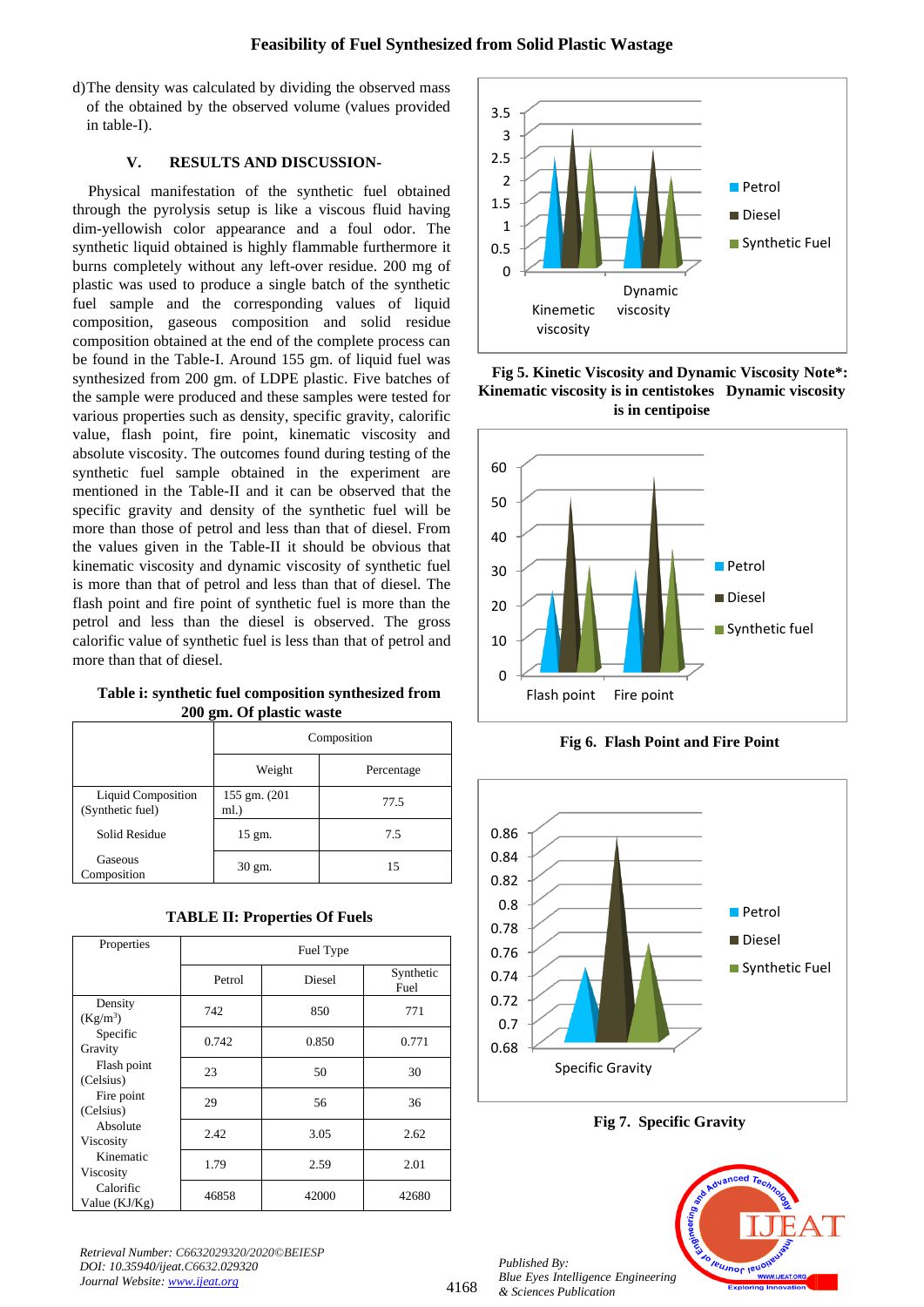d) The density was calculated by dividing the observed mass of the obtained by the observed volume (values provided in table-I).

## V. RESULTS AND DISCUSSION-

Physical manifestation of the synthetic fuel obtained through the pyrolysis setup is like a viscous fluid having dim-yellowish color appearance and a foul odor. The synthetic liquid obtained is highly flammable furthermore it burns completely without any left-over residue. 200 mg of plastic was used to produce a single batch of the synthetic fuel sample and the corresponding values of liquid composition, gaseous composition and solid residue composition obtained at the end of the complete process can be found in the Table-I. Around 155 gm. of liquid fuel was synthesized from 200 gm. of LDPE plastic. Five batches of the sample were produced and these samples were tested for various properties such as density, specific gravity, calorific value, flash point, fire point, kinematic viscosity and absolute viscosity. The outcomes found during testing of the synthetic fuel sample obtained in the experiment are mentioned in the Table-II and it can be observed that the specific gravity and density of the synthetic fuel will be more than those of petrol and less than that of diesel. From the values given in the Table-II it should be obvious that kinematic viscosity and dynamic viscosity of synthetic fuel is more than that of petrol and less than that of diesel. The flash point and fire point of synthetic fuel is more than the petrol and less than the diesel is observed. The gross calorific value of synthetic fuel is less than that of petrol and more than that of diesel.

**Table i: synthetic fuel composition synthesized from 200 gm. Of plastic waste**

| | Composition | |
|---|---|---|
| | Weight | Percentage |
| Liquid Composition (Synthetic fuel) | 155 gm. (201 ml.) | 77.5 |
| Solid Residue | 15 gm. | 7.5 |
| Gaseous Composition | 30 gm. | 15 |

**TABLE II: Properties Of Fuels**

| Properties | Fuel Type | | |
|---|---|---|---|
| | Petrol | Diesel | Synthetic Fuel |
| Density (Kg/m$^3$) | 742 | 850 | 771 |
| Specific Gravity | 0.742 | 0.850 | 0.771 |
| Flash point (Celsius) | 23 | 50 | 30 |
| Fire point (Celsius) | 29 | 56 | 36 |
| Absolute Viscosity | 2.42 | 3.05 | 2.62 |
| Kinematic Viscosity | 1.79 | 2.59 | 2.01 |
| Calorific Value (KJ/Kg) | 46858 | 42000 | 42680 |

**Fig 5. Kinetic Viscosity and Dynamic Viscosity Note\*: Kinematic viscosity is in centistokes Dynamic viscosity is in centipoise**

**Fig 6. Flash Point and Fire Point**

**Fig 7. Specific Gravity**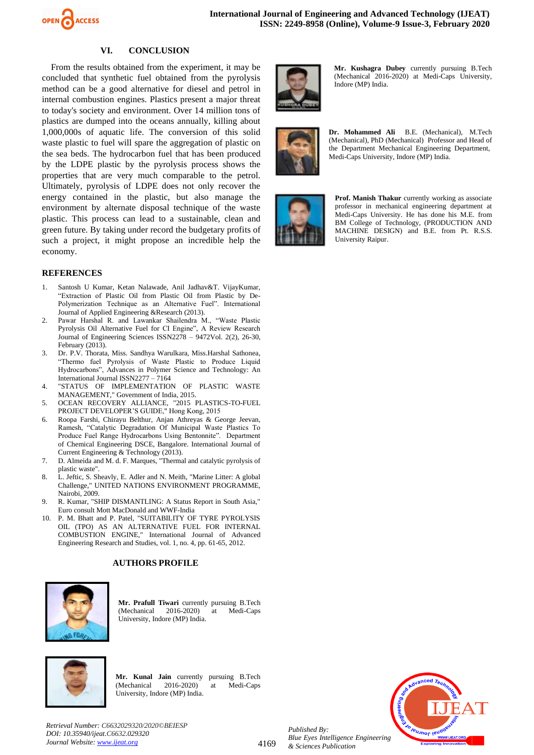## VI. CONCLUSION

From the results obtained from the experiment, it may be concluded that synthetic fuel obtained from the pyrolysis method can be a good alternative for diesel and petrol in internal combustion engines. Plastics present a major threat to today's society and environment. Over 14 million tons of plastics are dumped into the oceans annually, killing about 1,000,000s of aquatic life. The conversion of this solid waste plastic to fuel will spare the aggregation of plastic on the sea beds. The hydrocarbon fuel that has been produced by the LDPE plastic by the pyrolysis process shows the properties that are very much comparable to the petrol. Ultimately, pyrolysis of LDPE does not only recover the energy contained in the plastic, but also manage the environment by alternate disposal technique of the waste plastic. This process can lead to a sustainable, clean and green future. By taking under record the budgetary profits of such a project, it might propose an incredible help the economy.

## REFERENCES

1. Santosh U Kumar, Ketan Nalawade, Anil Jadhav&T. VijayKumar, "Extraction of Plastic Oil from Plastic Oil from Plastic by De-Polymerization Technique as an Alternative Fuel". International Journal of Applied Engineering &Research (2013).
2. Pawar Harshal R. and Lawankar Shailendra M., "Waste Plastic Pyrolysis Oil Alternative Fuel for CI Engine", A Review Research Journal of Engineering Sciences ISSN2278 – 9472Vol. 2(2), 26-30, February (2013).
3. Dr. P.V. Thorata, Miss. Sandhya Warulkara, Miss.Harshal Sathonea, "Thermo fuel Pyrolysis of Waste Plastic to Produce Liquid Hydrocarbons", Advances in Polymer Science and Technology: An International Journal ISSN2277 – 7164
4. "STATUS OF IMPLEMENTATION OF PLASTIC WASTE MANAGEMENT," Government of India, 2015.
5. OCEAN RECOVERY ALLIANCE, "2015 PLASTICS-TO-FUEL PROJECT DEVELOPER'S GUIDE," Hong Kong, 2015
6. Roopa Farshi, Chirayu Belthur, Anjan Athreyas & George Jeevan, Ramesh, "Catalytic Degradation Of Municipal Waste Plastics To Produce Fuel Range Hydrocarbons Using Bentonnite". Department of Chemical Engineering DSCE, Bangalore. International Journal of Current Engineering & Technology (2013).
7. D. Almeida and M. d. F. Marques, "Thermal and catalytic pyrolysis of plastic waste".
8. L. Jeftic, S. Sheavly, E. Adler and N. Meith, "Marine Litter: A global Challenge," UNITED NATIONS ENVIRONMENT PROGRAMME, Nairobi, 2009.
9. R. Kumar, "SHIP DISMANTLING: A Status Report in South Asia," Euro consult Mott MacDonald and WWF-India
10. P. M. Bhatt and P. Patel, "SUITABILITY OF TYRE PYROLYSIS OIL (TPO) AS AN ALTERNATIVE FUEL FOR INTERNAL COMBUSTION ENGINE," International Journal of Advanced Engineering Research and Studies, vol. 1, no. 4, pp. 61-65, 2012.

## AUTHORS PROFILE

**Mr. Prafull Tiwari** currently pursuing B.Tech (Mechanical 2016-2020) at Medi-Caps University, Indore (MP) India.

**Mr. Kunal Jain** currently pursuing B.Tech (Mechanical 2016-2020) at Medi-Caps University, Indore (MP) India.

**Mr. Kushagra Dubey** currently pursuing B.Tech (Mechanical 2016-2020) at Medi-Caps University, Indore (MP) India.

**Dr. Mohammed Ali** B.E. (Mechanical), M.Tech (Mechanical), PhD (Mechanical) Professor and Head of the Department Mechanical Engineering Department, Medi-Caps University, Indore (MP) India.

**Prof. Manish Thakur** currently working as associate professor in mechanical engineering department at Medi-Caps University. He has done his M.E. from BM College of Technology, (PRODUCTION AND MACHINE DESIGN) and B.E. from Pt. R.S.S. University Raipur.